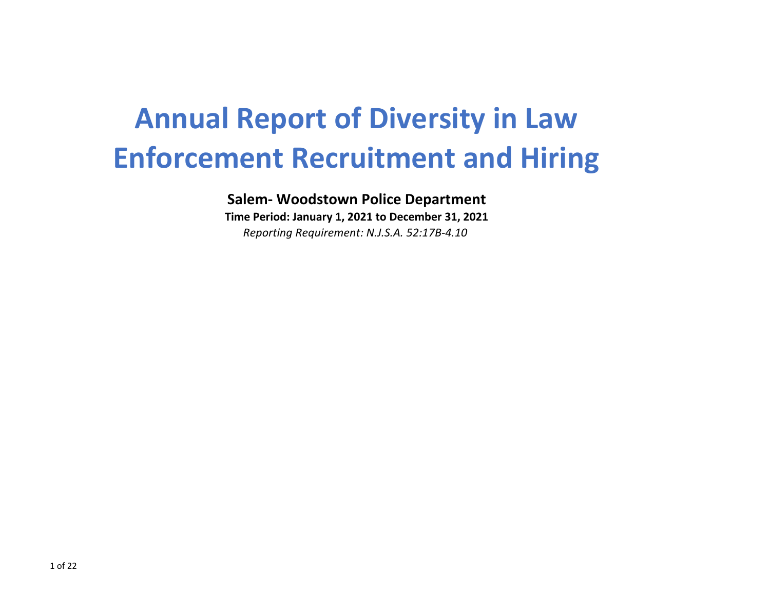# Annual Report of Diversity in Law Enforcement Recruitment and Hiring

**Salem- Woodstown Police Department**

**Time Period: January 1, 2021 to December 31, 2021**

*Reporting Requirement: N.J.S.A. 52:17B-4.10*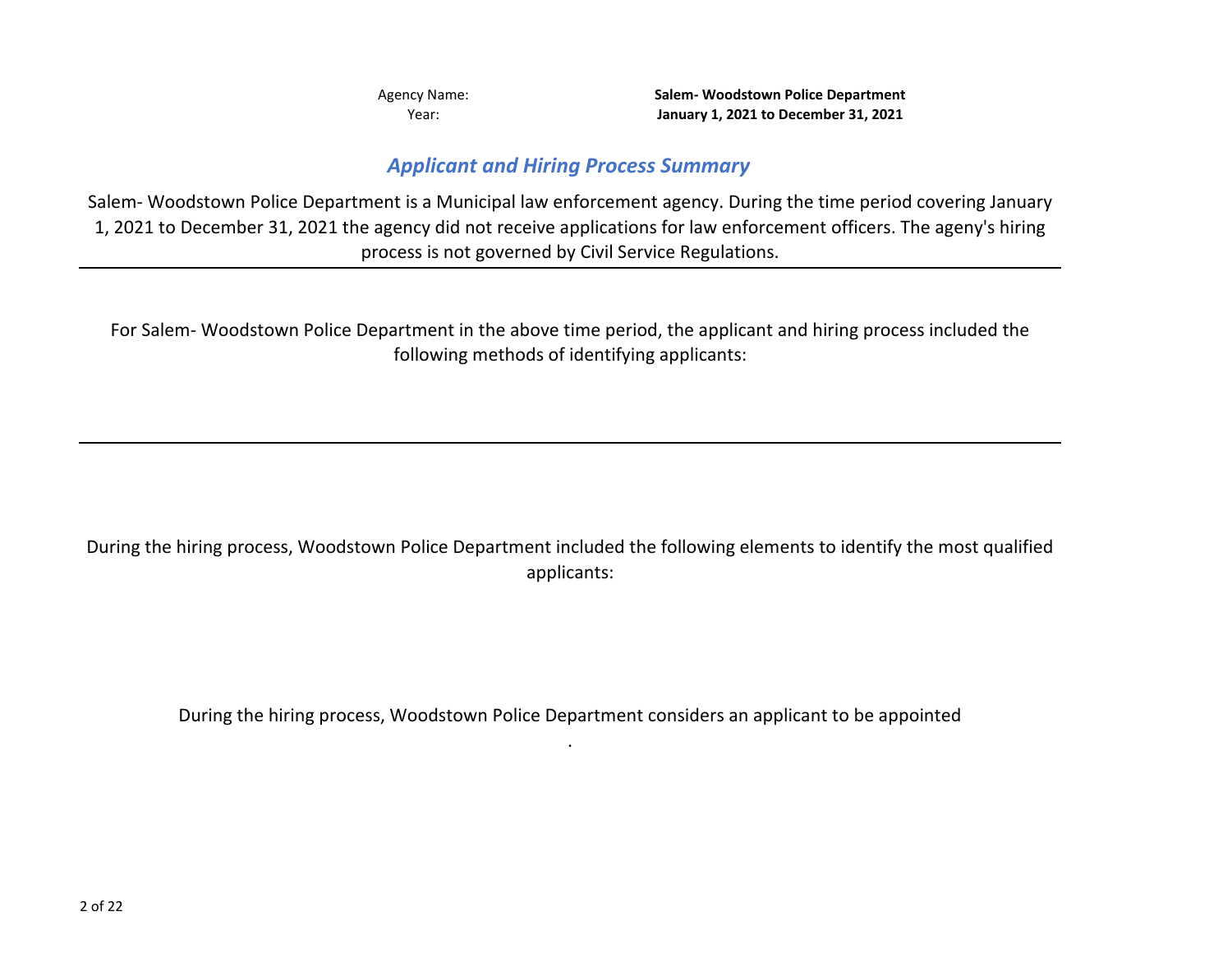Agency Name: **Salem- Woodstown Police Department**
Year: **January 1, 2021 to December 31, 2021**

## *Applicant and Hiring Process Summary*

Salem- Woodstown Police Department is a Municipal law enforcement agency. During the time period covering January 1, 2021 to December 31, 2021 the agency did not receive applications for law enforcement officers. The ageny's hiring process is not governed by Civil Service Regulations.

---

For Salem- Woodstown Police Department in the above time period, the applicant and hiring process included the following methods of identifying applicants:

---

During the hiring process, Woodstown Police Department included the following elements to identify the most qualified applicants:

During the hiring process, Woodstown Police Department considers an applicant to be appointed

.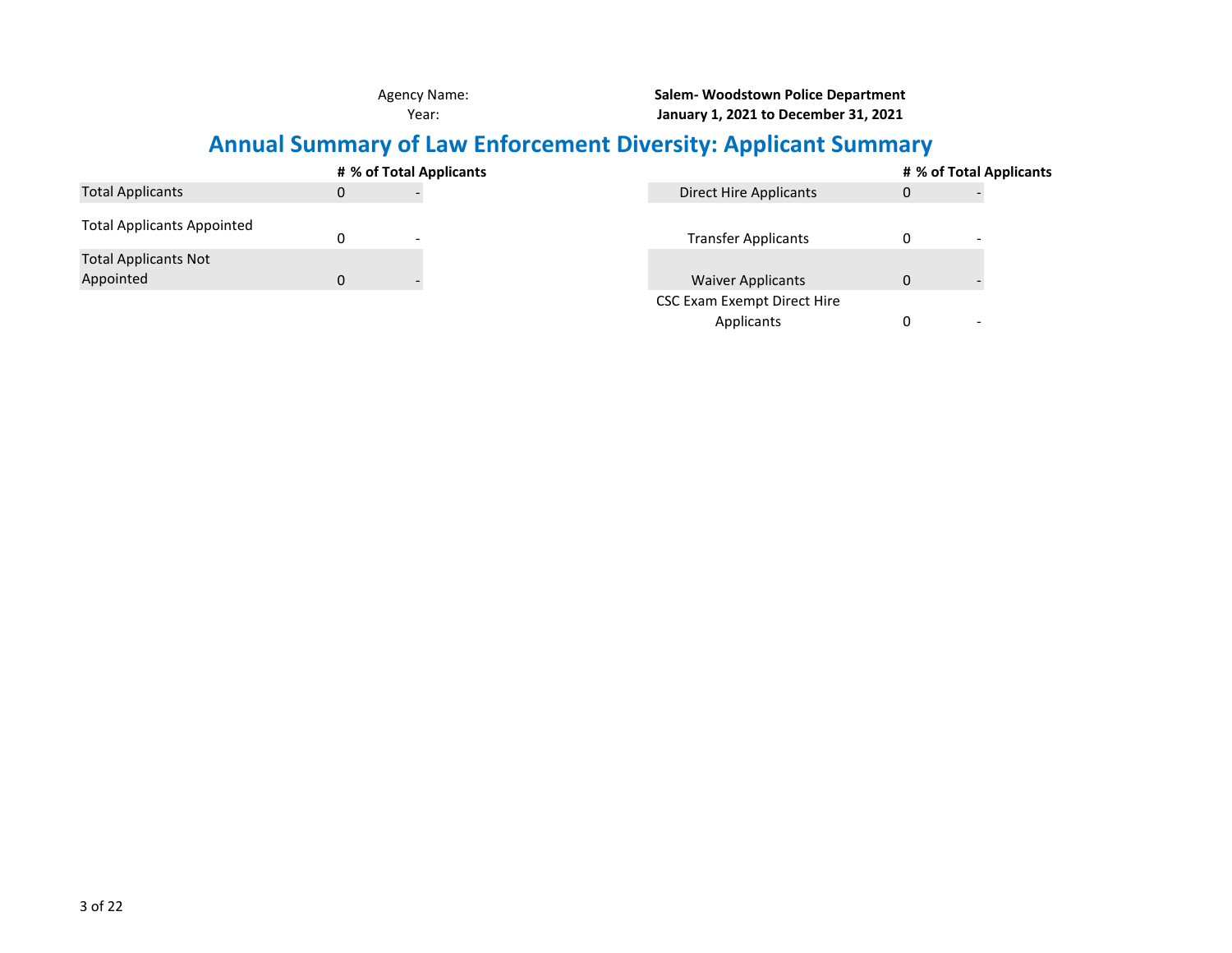Agency Name: **Salem- Woodstown Police Department**

Year: **January 1, 2021 to December 31, 2021**

# Annual Summary of Law Enforcement Diversity: Applicant Summary

| | # | % of Total Applicants |
|---|---|---|
| Total Applicants | 0 | - |
| Total Applicants Appointed | 0 | - |
| Total Applicants Not Appointed | 0 | - |

| | # | % of Total Applicants |
|---|---|---|
| Direct Hire Applicants | 0 | - |
| Transfer Applicants | 0 | - |
| Waiver Applicants | 0 | - |
| CSC Exam Exempt Direct Hire Applicants | 0 | - |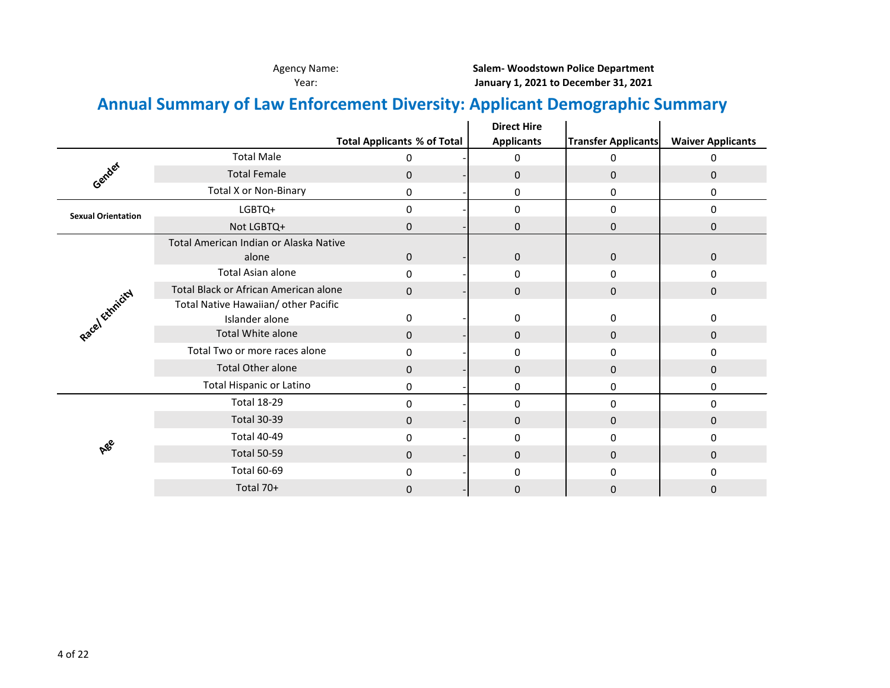Agency Name: **Salem- Woodstown Police Department**

Year: **January 1, 2021 to December 31, 2021**

## Annual Summary of Law Enforcement Diversity: Applicant Demographic Summary

| | | Total Applicants | % of Total | Direct Hire Applicants | Transfer Applicants | Waiver Applicants |
|---|---|---|---|---|---|---|
| Gender | Total Male | 0 | - | 0 | 0 | 0 |
| | Total Female | 0 | - | 0 | 0 | 0 |
| | Total X or Non-Binary | 0 | - | 0 | 0 | 0 |
| Sexual Orientation | LGBTQ+ | 0 | - | 0 | 0 | 0 |
| | Not LGBTQ+ | 0 | - | 0 | 0 | 0 |
| Race/ Ethnicity | Total American Indian or Alaska Native alone | 0 | - | 0 | 0 | 0 |
| | Total Asian alone | 0 | - | 0 | 0 | 0 |
| | Total Black or African American alone | 0 | - | 0 | 0 | 0 |
| | Total Native Hawaiian/ other Pacific Islander alone | 0 | - | 0 | 0 | 0 |
| | Total White alone | 0 | - | 0 | 0 | 0 |
| | Total Two or more races alone | 0 | - | 0 | 0 | 0 |
| | Total Other alone | 0 | - | 0 | 0 | 0 |
| | Total Hispanic or Latino | 0 | - | 0 | 0 | 0 |
| Age | Total 18-29 | 0 | - | 0 | 0 | 0 |
| | Total 30-39 | 0 | - | 0 | 0 | 0 |
| | Total 40-49 | 0 | - | 0 | 0 | 0 |
| | Total 50-59 | 0 | - | 0 | 0 | 0 |
| | Total 60-69 | 0 | - | 0 | 0 | 0 |
| | Total 70+ | 0 | - | 0 | 0 | 0 |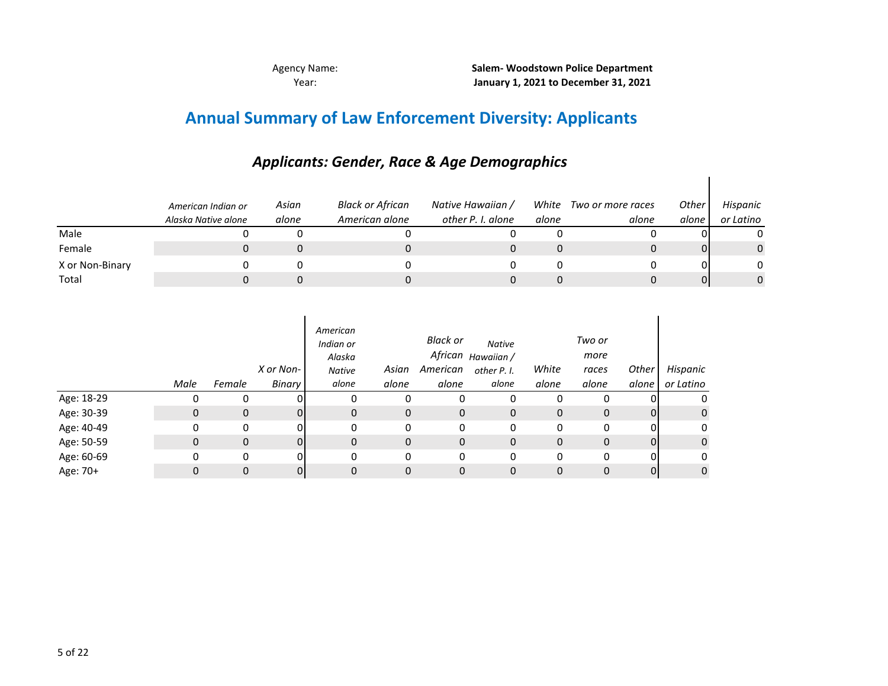Agency Name: **Salem- Woodstown Police Department**
Year: **January 1, 2021 to December 31, 2021**

# Annual Summary of Law Enforcement Diversity: Applicants

## *Applicants: Gender, Race & Age Demographics*

| | *American Indian or Alaska Native alone* | *Asian alone* | *Black or African American alone* | *Native Hawaiian / other P. I. alone* | *White alone* | *Two or more races alone* | *Other alone* | *Hispanic or Latino* |
|---|---|---|---|---|---|---|---|---|
| Male | 0 | 0 | 0 | 0 | 0 | 0 | 0 | 0 |
| Female | 0 | 0 | 0 | 0 | 0 | 0 | 0 | 0 |
| X or Non-Binary | 0 | 0 | 0 | 0 | 0 | 0 | 0 | 0 |
| Total | 0 | 0 | 0 | 0 | 0 | 0 | 0 | 0 |

| | *Male* | *Female* | *X or Non-Binary* | *American Indian or Alaska Native alone* | *Asian alone* | *Black or African American alone* | *Native Hawaiian / other P. I. alone* | *White alone* | *Two or more races alone* | *Other alone* | *Hispanic or Latino* |
|---|---|---|---|---|---|---|---|---|---|---|---|
| Age: 18-29 | 0 | 0 | 0 | 0 | 0 | 0 | 0 | 0 | 0 | 0 | 0 |
| Age: 30-39 | 0 | 0 | 0 | 0 | 0 | 0 | 0 | 0 | 0 | 0 | 0 |
| Age: 40-49 | 0 | 0 | 0 | 0 | 0 | 0 | 0 | 0 | 0 | 0 | 0 |
| Age: 50-59 | 0 | 0 | 0 | 0 | 0 | 0 | 0 | 0 | 0 | 0 | 0 |
| Age: 60-69 | 0 | 0 | 0 | 0 | 0 | 0 | 0 | 0 | 0 | 0 | 0 |
| Age: 70+ | 0 | 0 | 0 | 0 | 0 | 0 | 0 | 0 | 0 | 0 | 0 |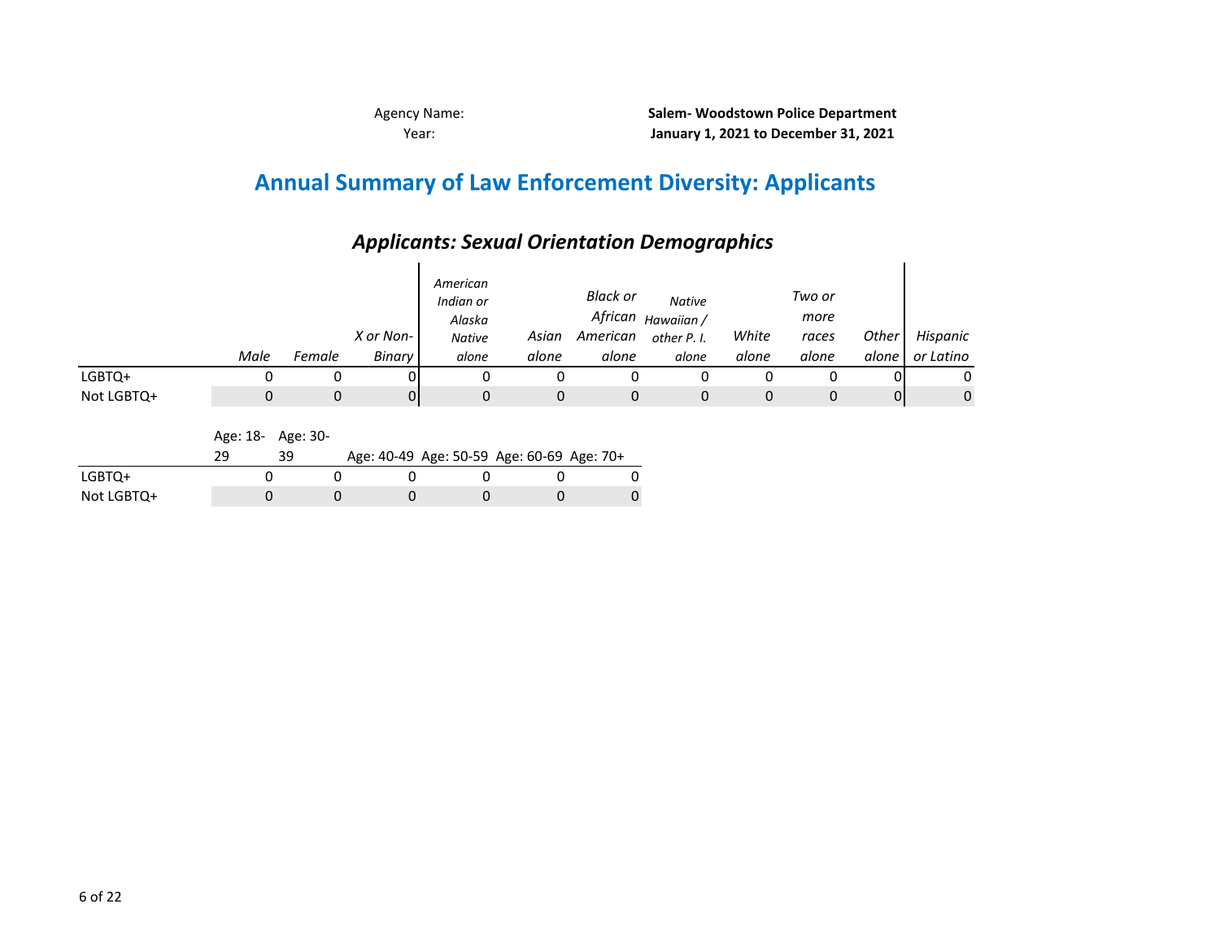Agency Name: **Salem- Woodstown Police Department**

Year: **January 1, 2021 to December 31, 2021**

# Annual Summary of Law Enforcement Diversity: Applicants

## *Applicants: Sexual Orientation Demographics*

| | *Male* | *Female* | *X or Non-Binary* | *American Indian or Alaska Native alone* | *Asian alone* | *Black or African American alone* | *Native Hawaiian / other P. I. alone* | *White alone* | *Two or more races alone* | *Other alone* | *Hispanic or Latino* |
|---|---|---|---|---|---|---|---|---|---|---|---|
| LGBTQ+ | 0 | 0 | 0 | 0 | 0 | 0 | 0 | 0 | 0 | 0 | 0 |
| Not LGBTQ+ | 0 | 0 | 0 | 0 | 0 | 0 | 0 | 0 | 0 | 0 | 0 |

| | Age: 18-29 | Age: 30-39 | Age: 40-49 | Age: 50-59 | Age: 60-69 | Age: 70+ |
|---|---|---|---|---|---|---|
| LGBTQ+ | 0 | 0 | 0 | 0 | 0 | 0 |
| Not LGBTQ+ | 0 | 0 | 0 | 0 | 0 | 0 |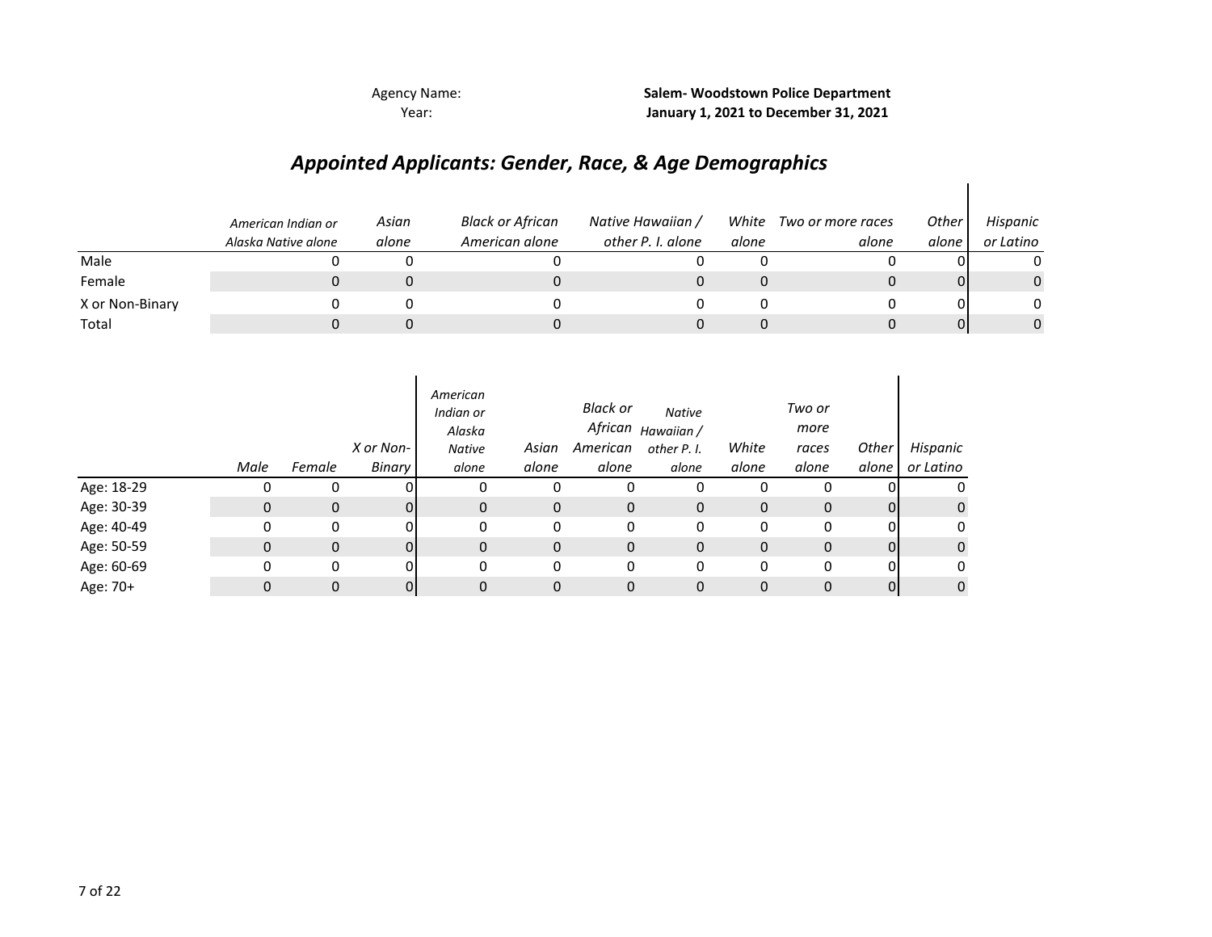Agency Name: **Salem- Woodstown Police Department**
Year: **January 1, 2021 to December 31, 2021**

# *Appointed Applicants: Gender, Race, & Age Demographics*

| | *American Indian or Alaska Native alone* | *Asian alone* | *Black or African American alone* | *Native Hawaiian / other P. I. alone* | *White alone* | *Two or more races alone* | *Other alone* | *Hispanic or Latino* |
|---|---|---|---|---|---|---|---|---|
| Male | 0 | 0 | 0 | 0 | 0 | 0 | 0 | 0 |
| Female | 0 | 0 | 0 | 0 | 0 | 0 | 0 | 0 |
| X or Non-Binary | 0 | 0 | 0 | 0 | 0 | 0 | 0 | 0 |
| Total | 0 | 0 | 0 | 0 | 0 | 0 | 0 | 0 |

| | *Male* | *Female* | *X or Non-Binary* | *American Indian or Alaska Native alone* | *Asian alone* | *Black or African American alone* | *Native Hawaiian / other P. I. alone* | *White alone* | *Two or more races alone* | *Other alone* | *Hispanic or Latino* |
|---|---|---|---|---|---|---|---|---|---|---|---|
| Age: 18-29 | 0 | 0 | 0 | 0 | 0 | 0 | 0 | 0 | 0 | 0 | 0 |
| Age: 30-39 | 0 | 0 | 0 | 0 | 0 | 0 | 0 | 0 | 0 | 0 | 0 |
| Age: 40-49 | 0 | 0 | 0 | 0 | 0 | 0 | 0 | 0 | 0 | 0 | 0 |
| Age: 50-59 | 0 | 0 | 0 | 0 | 0 | 0 | 0 | 0 | 0 | 0 | 0 |
| Age: 60-69 | 0 | 0 | 0 | 0 | 0 | 0 | 0 | 0 | 0 | 0 | 0 |
| Age: 70+ | 0 | 0 | 0 | 0 | 0 | 0 | 0 | 0 | 0 | 0 | 0 |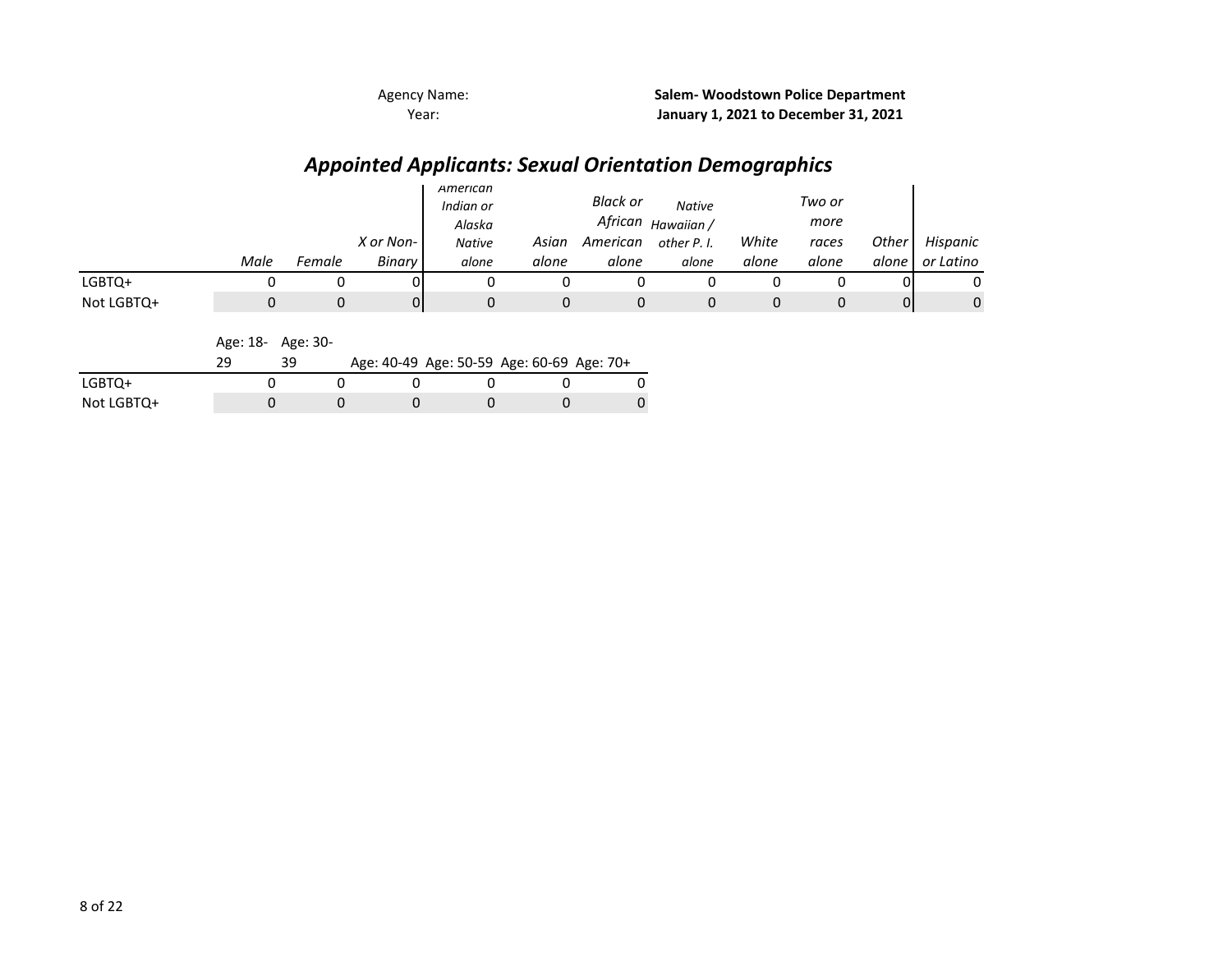Agency Name: **Salem- Woodstown Police Department**
Year: **January 1, 2021 to December 31, 2021**

## *Appointed Applicants: Sexual Orientation Demographics*

| | *Male* | *Female* | *X or Non-Binary* | *American Indian or Alaska Native alone* | *Asian alone* | *Black or African American alone* | *Native Hawaiian / other P. I. alone* | *White alone* | *Two or more races alone* | *Other alone* | *Hispanic or Latino* |
|---|---|---|---|---|---|---|---|---|---|---|---|
| LGBTQ+ | 0 | 0 | 0 | 0 | 0 | 0 | 0 | 0 | 0 | 0 | 0 |
| Not LGBTQ+ | 0 | 0 | 0 | 0 | 0 | 0 | 0 | 0 | 0 | 0 | 0 |

| | Age: 18-29 | Age: 30-39 | Age: 40-49 | Age: 50-59 | Age: 60-69 | Age: 70+ |
|---|---|---|---|---|---|---|
| LGBTQ+ | 0 | 0 | 0 | 0 | 0 | 0 |
| Not LGBTQ+ | 0 | 0 | 0 | 0 | 0 | 0 |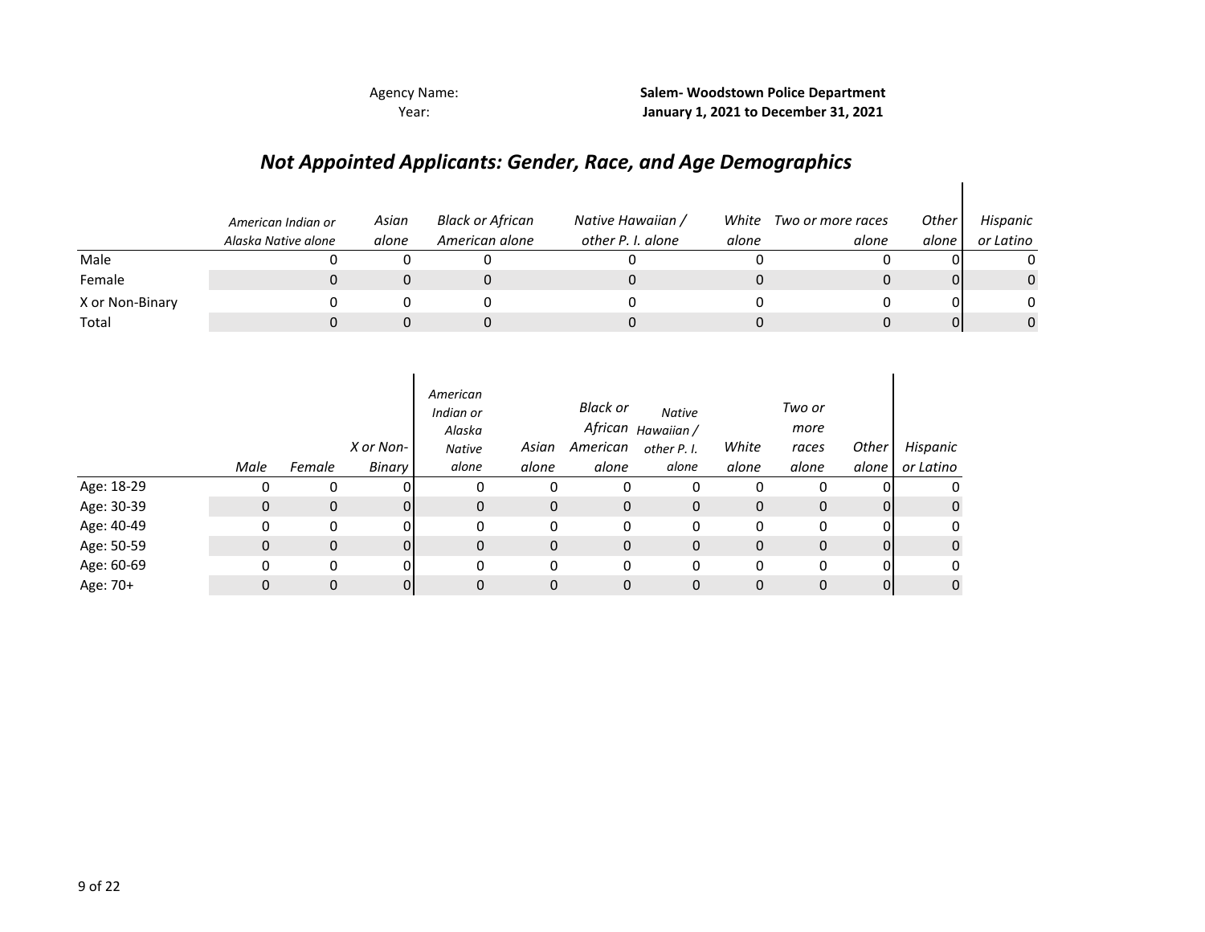Agency Name: **Salem- Woodstown Police Department**

Year: **January 1, 2021 to December 31, 2021**

## *Not Appointed Applicants: Gender, Race, and Age Demographics*

| | *American Indian or Alaska Native alone* | *Asian alone* | *Black or African American alone* | *Native Hawaiian / other P. I. alone* | *White alone* | *Two or more races alone* | *Other alone* | *Hispanic or Latino* |
|---|---|---|---|---|---|---|---|---|
| Male | 0 | 0 | 0 | 0 | 0 | 0 | 0 | 0 |
| Female | 0 | 0 | 0 | 0 | 0 | 0 | 0 | 0 |
| X or Non-Binary | 0 | 0 | 0 | 0 | 0 | 0 | 0 | 0 |
| Total | 0 | 0 | 0 | 0 | 0 | 0 | 0 | 0 |

| | *Male* | *Female* | *X or Non-Binary* | *American Indian or Alaska Native alone* | *Asian alone* | *Black or African American alone* | *Native Hawaiian / other P. I. alone* | *White alone* | *Two or more races alone* | *Other alone* | *Hispanic or Latino* |
|---|---|---|---|---|---|---|---|---|---|---|---|
| Age: 18-29 | 0 | 0 | 0 | 0 | 0 | 0 | 0 | 0 | 0 | 0 | 0 |
| Age: 30-39 | 0 | 0 | 0 | 0 | 0 | 0 | 0 | 0 | 0 | 0 | 0 |
| Age: 40-49 | 0 | 0 | 0 | 0 | 0 | 0 | 0 | 0 | 0 | 0 | 0 |
| Age: 50-59 | 0 | 0 | 0 | 0 | 0 | 0 | 0 | 0 | 0 | 0 | 0 |
| Age: 60-69 | 0 | 0 | 0 | 0 | 0 | 0 | 0 | 0 | 0 | 0 | 0 |
| Age: 70+ | 0 | 0 | 0 | 0 | 0 | 0 | 0 | 0 | 0 | 0 | 0 |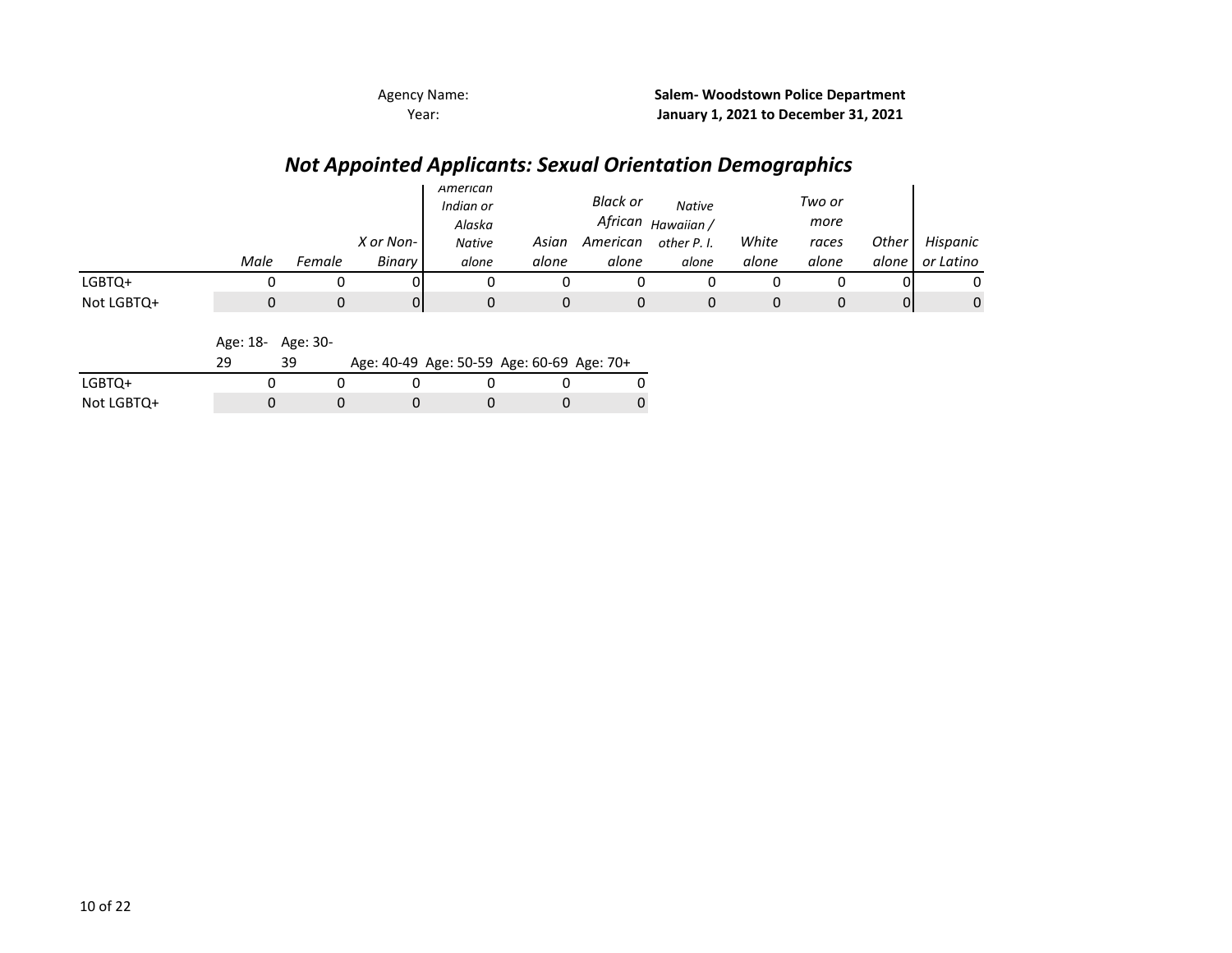Agency Name: **Salem- Woodstown Police Department**
Year: **January 1, 2021 to December 31, 2021**

## *Not Appointed Applicants: Sexual Orientation Demographics*

| | *Male* | *Female* | *X or Non-Binary* | *American Indian or Alaska Native alone* | *Asian alone* | *Black or African American alone* | *Native Hawaiian / other P. I. alone* | *White alone* | *Two or more races alone* | *Other alone* | *Hispanic or Latino* |
|---|---|---|---|---|---|---|---|---|---|---|---|
| LGBTQ+ | 0 | 0 | 0 | 0 | 0 | 0 | 0 | 0 | 0 | 0 | 0 |
| Not LGBTQ+ | 0 | 0 | 0 | 0 | 0 | 0 | 0 | 0 | 0 | 0 | 0 |

| | Age: 18-29 | Age: 30-39 | Age: 40-49 | Age: 50-59 | Age: 60-69 | Age: 70+ |
|---|---|---|---|---|---|---|
| LGBTQ+ | 0 | 0 | 0 | 0 | 0 | 0 |
| Not LGBTQ+ | 0 | 0 | 0 | 0 | 0 | 0 |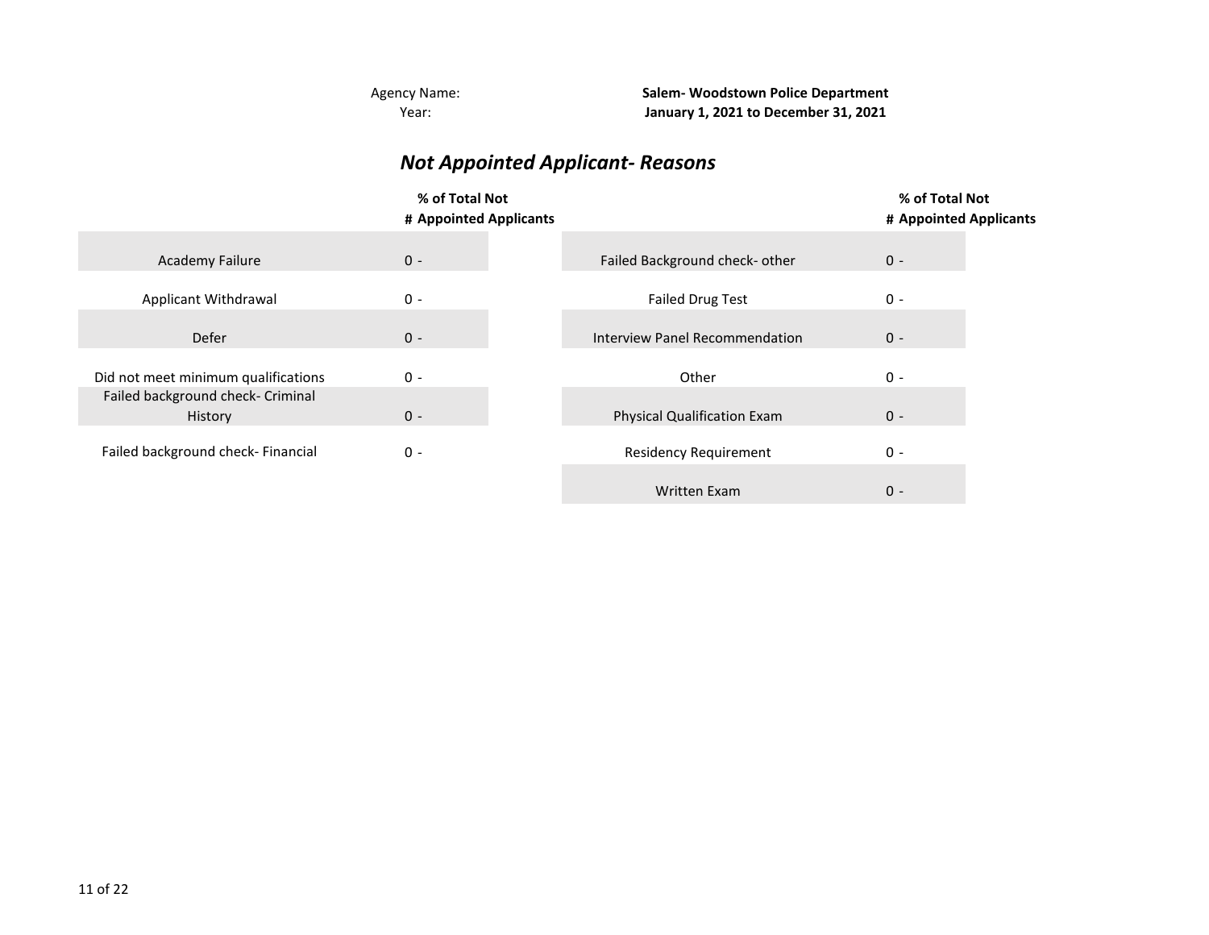Agency Name: **Salem- Woodstown Police Department**
Year: **January 1, 2021 to December 31, 2021**

## *Not Appointed Applicant- Reasons*

| | # | % of Total Not Appointed Applicants |
|---|---|---|
| Academy Failure | 0 | - |
| Applicant Withdrawal | 0 | - |
| Defer | 0 | - |
| Did not meet minimum qualifications | 0 | - |
| Failed background check- Criminal History | 0 | - |
| Failed background check- Financial | 0 | - |

| | # | % of Total Not Appointed Applicants |
|---|---|---|
| Failed Background check- other | 0 | - |
| Failed Drug Test | 0 | - |
| Interview Panel Recommendation | 0 | - |
| Other | 0 | - |
| Physical Qualification Exam | 0 | - |
| Residency Requirement | 0 | - |
| Written Exam | 0 | - |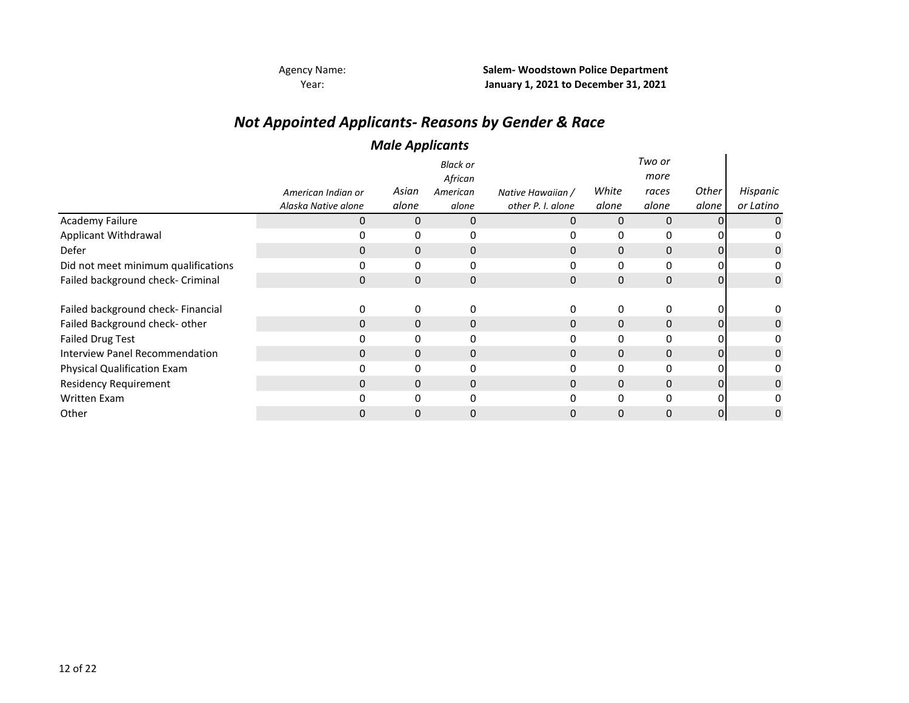Agency Name: **Salem- Woodstown Police Department**

Year: **January 1, 2021 to December 31, 2021**

# *Not Appointed Applicants- Reasons by Gender & Race*

## *Male Applicants*

| | *American Indian or Alaska Native alone* | *Asian alone* | *Black or African American alone* | *Native Hawaiian / other P. I. alone* | *White alone* | *Two or more races alone* | *Other alone* | *Hispanic or Latino* |
|---|---|---|---|---|---|---|---|---|
| Academy Failure | 0 | 0 | 0 | 0 | 0 | 0 | 0 | 0 |
| Applicant Withdrawal | 0 | 0 | 0 | 0 | 0 | 0 | 0 | 0 |
| Defer | 0 | 0 | 0 | 0 | 0 | 0 | 0 | 0 |
| Did not meet minimum qualifications | 0 | 0 | 0 | 0 | 0 | 0 | 0 | 0 |
| Failed background check- Criminal | 0 | 0 | 0 | 0 | 0 | 0 | 0 | 0 |
| Failed background check- Financial | 0 | 0 | 0 | 0 | 0 | 0 | 0 | 0 |
| Failed Background check- other | 0 | 0 | 0 | 0 | 0 | 0 | 0 | 0 |
| Failed Drug Test | 0 | 0 | 0 | 0 | 0 | 0 | 0 | 0 |
| Interview Panel Recommendation | 0 | 0 | 0 | 0 | 0 | 0 | 0 | 0 |
| Physical Qualification Exam | 0 | 0 | 0 | 0 | 0 | 0 | 0 | 0 |
| Residency Requirement | 0 | 0 | 0 | 0 | 0 | 0 | 0 | 0 |
| Written Exam | 0 | 0 | 0 | 0 | 0 | 0 | 0 | 0 |
| Other | 0 | 0 | 0 | 0 | 0 | 0 | 0 | 0 |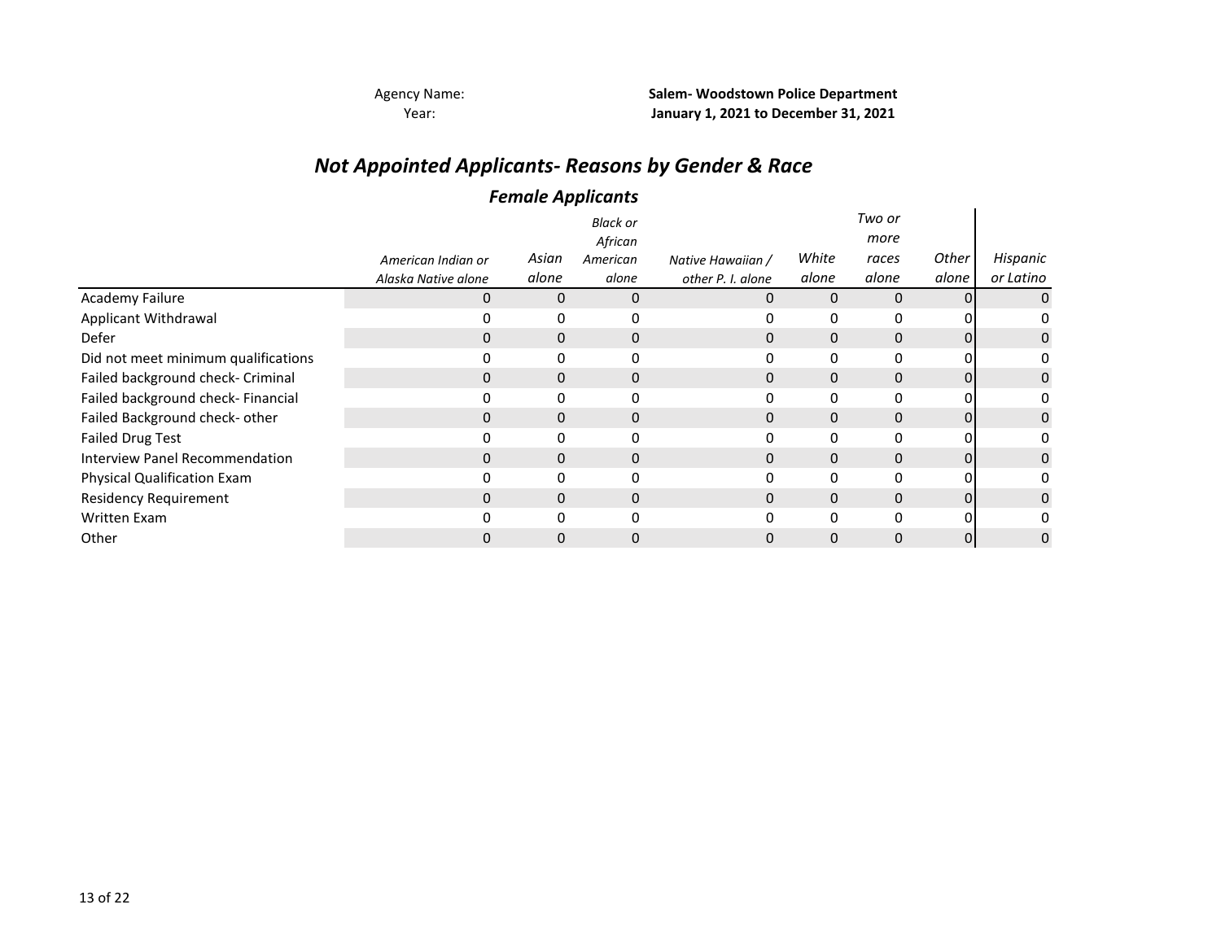Agency Name: **Salem- Woodstown Police Department**

Year: **January 1, 2021 to December 31, 2021**

# *Not Appointed Applicants- Reasons by Gender & Race*

## *Female Applicants*

| | *American Indian or Alaska Native alone* | *Asian alone* | *Black or African American alone* | *Native Hawaiian / other P. I. alone* | *White alone* | *Two or more races alone* | *Other alone* | *Hispanic or Latino* |
|---|---|---|---|---|---|---|---|---|
| Academy Failure | 0 | 0 | 0 | 0 | 0 | 0 | 0 | 0 |
| Applicant Withdrawal | 0 | 0 | 0 | 0 | 0 | 0 | 0 | 0 |
| Defer | 0 | 0 | 0 | 0 | 0 | 0 | 0 | 0 |
| Did not meet minimum qualifications | 0 | 0 | 0 | 0 | 0 | 0 | 0 | 0 |
| Failed background check- Criminal | 0 | 0 | 0 | 0 | 0 | 0 | 0 | 0 |
| Failed background check- Financial | 0 | 0 | 0 | 0 | 0 | 0 | 0 | 0 |
| Failed Background check- other | 0 | 0 | 0 | 0 | 0 | 0 | 0 | 0 |
| Failed Drug Test | 0 | 0 | 0 | 0 | 0 | 0 | 0 | 0 |
| Interview Panel Recommendation | 0 | 0 | 0 | 0 | 0 | 0 | 0 | 0 |
| Physical Qualification Exam | 0 | 0 | 0 | 0 | 0 | 0 | 0 | 0 |
| Residency Requirement | 0 | 0 | 0 | 0 | 0 | 0 | 0 | 0 |
| Written Exam | 0 | 0 | 0 | 0 | 0 | 0 | 0 | 0 |
| Other | 0 | 0 | 0 | 0 | 0 | 0 | 0 | 0 |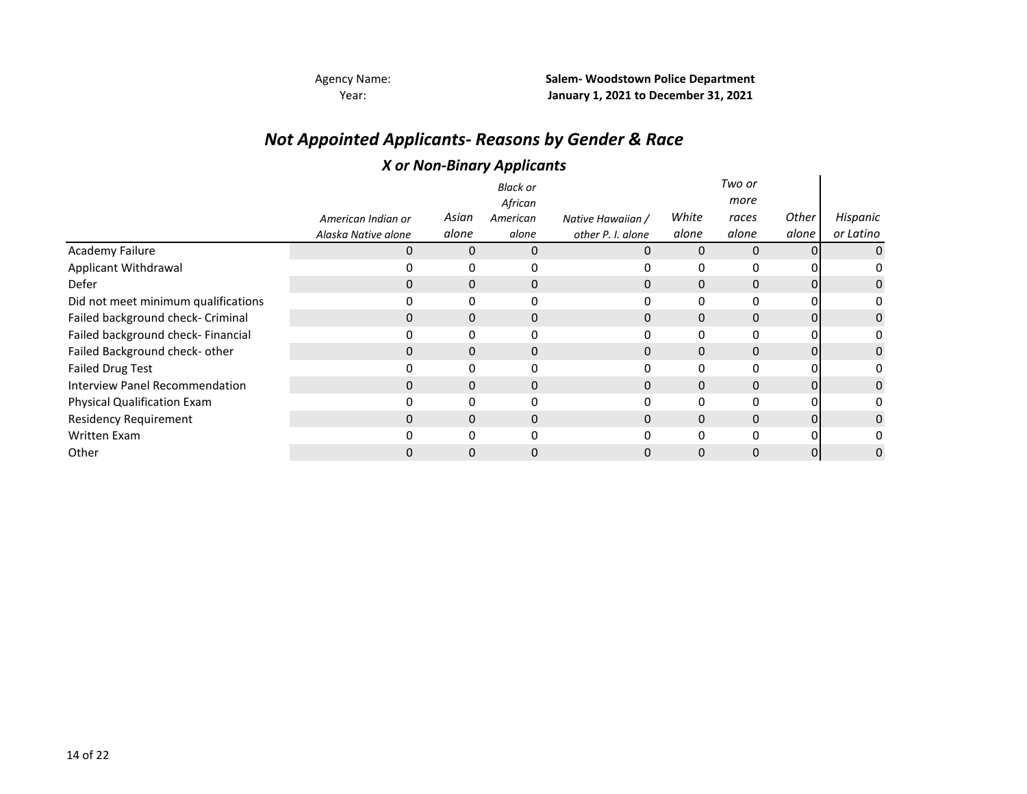Agency Name: **Salem- Woodstown Police Department**
Year: **January 1, 2021 to December 31, 2021**

## *Not Appointed Applicants- Reasons by Gender & Race*

### *X or Non-Binary Applicants*

| | *American Indian or Alaska Native alone* | *Asian alone* | *Black or African American alone* | *Native Hawaiian / other P. I. alone* | *White alone* | *Two or more races alone* | *Other alone* | *Hispanic or Latino* |
|---|---|---|---|---|---|---|---|---|
| Academy Failure | 0 | 0 | 0 | 0 | 0 | 0 | 0 | 0 |
| Applicant Withdrawal | 0 | 0 | 0 | 0 | 0 | 0 | 0 | 0 |
| Defer | 0 | 0 | 0 | 0 | 0 | 0 | 0 | 0 |
| Did not meet minimum qualifications | 0 | 0 | 0 | 0 | 0 | 0 | 0 | 0 |
| Failed background check- Criminal | 0 | 0 | 0 | 0 | 0 | 0 | 0 | 0 |
| Failed background check- Financial | 0 | 0 | 0 | 0 | 0 | 0 | 0 | 0 |
| Failed Background check- other | 0 | 0 | 0 | 0 | 0 | 0 | 0 | 0 |
| Failed Drug Test | 0 | 0 | 0 | 0 | 0 | 0 | 0 | 0 |
| Interview Panel Recommendation | 0 | 0 | 0 | 0 | 0 | 0 | 0 | 0 |
| Physical Qualification Exam | 0 | 0 | 0 | 0 | 0 | 0 | 0 | 0 |
| Residency Requirement | 0 | 0 | 0 | 0 | 0 | 0 | 0 | 0 |
| Written Exam | 0 | 0 | 0 | 0 | 0 | 0 | 0 | 0 |
| Other | 0 | 0 | 0 | 0 | 0 | 0 | 0 | 0 |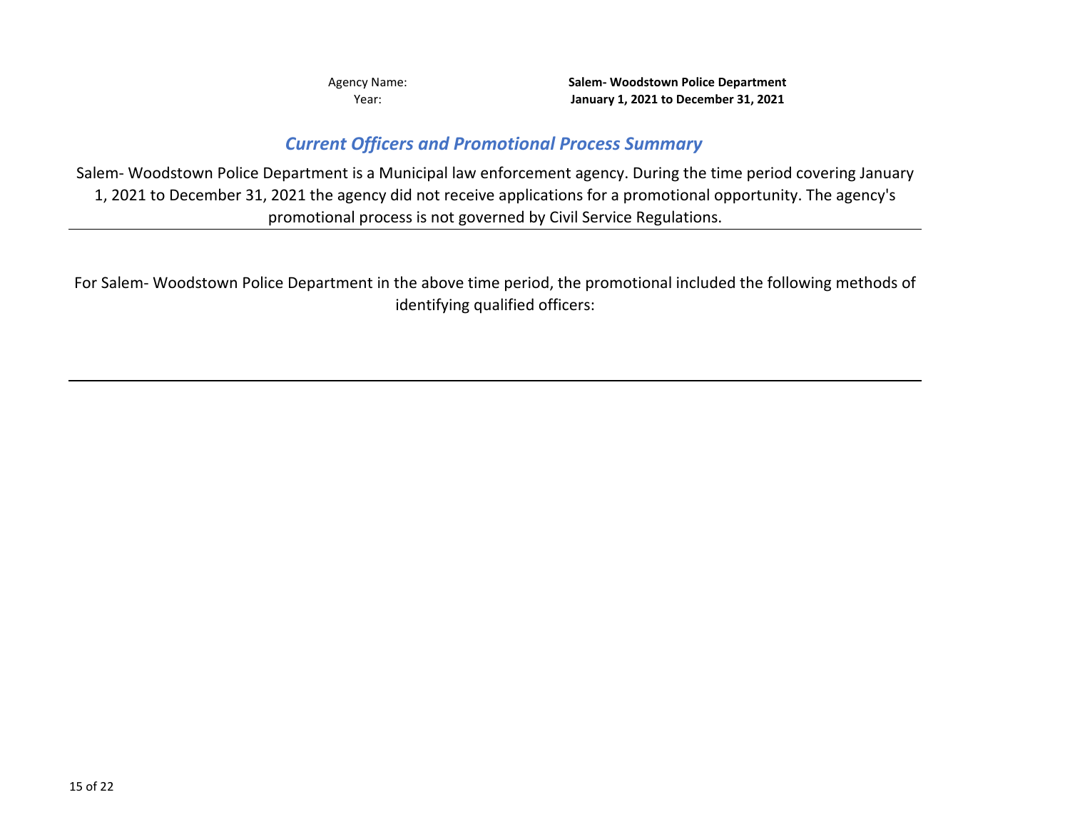Agency Name: **Salem- Woodstown Police Department**
Year: **January 1, 2021 to December 31, 2021**

## *Current Officers and Promotional Process Summary*

Salem- Woodstown Police Department is a Municipal law enforcement agency. During the time period covering January 1, 2021 to December 31, 2021 the agency did not receive applications for a promotional opportunity. The agency's promotional process is not governed by Civil Service Regulations.

---

For Salem- Woodstown Police Department in the above time period, the promotional included the following methods of identifying qualified officers:

---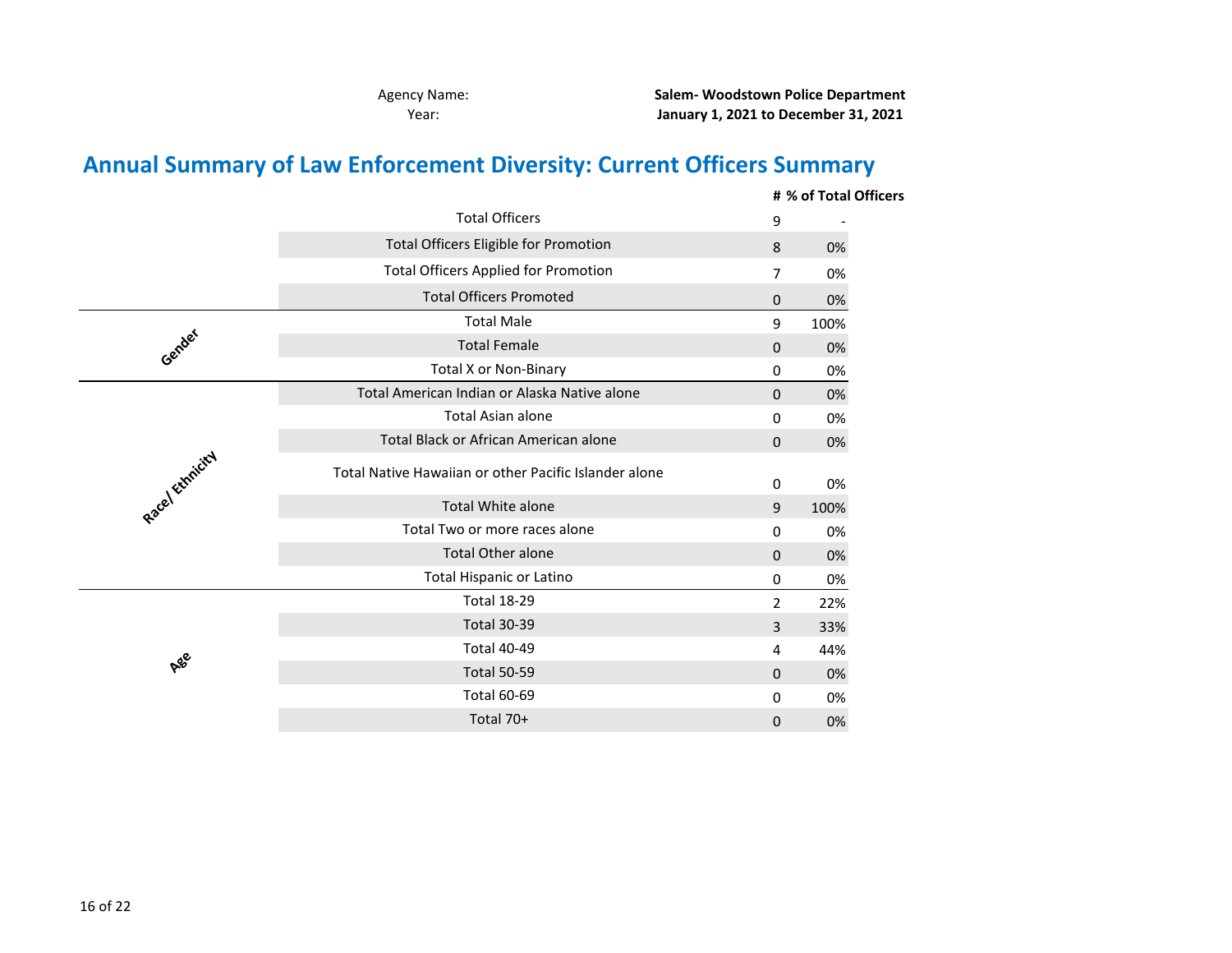Agency Name: **Salem- Woodstown Police Department**

Year: **January 1, 2021 to December 31, 2021**

## Annual Summary of Law Enforcement Diversity: Current Officers Summary

| | | # | % of Total Officers |
|---|---|---|---|
| | Total Officers | 9 | - |
| | Total Officers Eligible for Promotion | 8 | 0% |
| | Total Officers Applied for Promotion | 7 | 0% |
| | Total Officers Promoted | 0 | 0% |
| Gender | Total Male | 9 | 100% |
| | Total Female | 0 | 0% |
| | Total X or Non-Binary | 0 | 0% |
| Race/ Ethnicity | Total American Indian or Alaska Native alone | 0 | 0% |
| | Total Asian alone | 0 | 0% |
| | Total Black or African American alone | 0 | 0% |
| | Total Native Hawaiian or other Pacific Islander alone | 0 | 0% |
| | Total White alone | 9 | 100% |
| | Total Two or more races alone | 0 | 0% |
| | Total Other alone | 0 | 0% |
| | Total Hispanic or Latino | 0 | 0% |
| Age | Total 18-29 | 2 | 22% |
| | Total 30-39 | 3 | 33% |
| | Total 40-49 | 4 | 44% |
| | Total 50-59 | 0 | 0% |
| | Total 60-69 | 0 | 0% |
| | Total 70+ | 0 | 0% |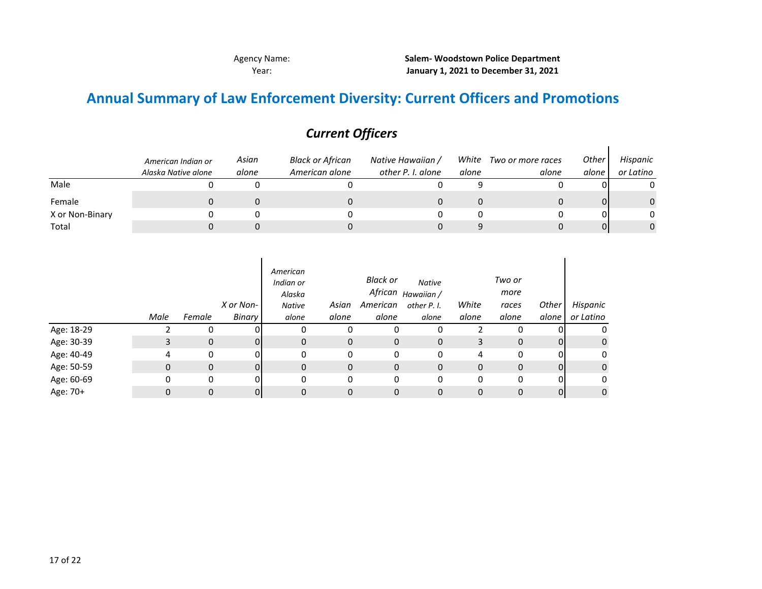Agency Name: **Salem- Woodstown Police Department**

Year: **January 1, 2021 to December 31, 2021**

# Annual Summary of Law Enforcement Diversity: Current Officers and Promotions

## *Current Officers*

| | *American Indian or Alaska Native alone* | *Asian alone* | *Black or African American alone* | *Native Hawaiian / other P. I. alone* | *White alone* | *Two or more races alone* | *Other alone* | *Hispanic or Latino* |
|---|---|---|---|---|---|---|---|---|
| Male | 0 | 0 | 0 | 0 | 9 | 0 | 0 | 0 |
| Female | 0 | 0 | 0 | 0 | 0 | 0 | 0 | 0 |
| X or Non-Binary | 0 | 0 | 0 | 0 | 0 | 0 | 0 | 0 |
| Total | 0 | 0 | 0 | 0 | 9 | 0 | 0 | 0 |

| | *Male* | *Female* | *X or Non-Binary* | *American Indian or Alaska Native alone* | *Asian alone* | *Black or African American alone* | *Native Hawaiian / other P. I. alone* | *White alone* | *Two or more races alone* | *Other alone* | *Hispanic or Latino* |
|---|---|---|---|---|---|---|---|---|---|---|---|
| Age: 18-29 | 2 | 0 | 0 | 0 | 0 | 0 | 0 | 2 | 0 | 0 | 0 |
| Age: 30-39 | 3 | 0 | 0 | 0 | 0 | 0 | 0 | 3 | 0 | 0 | 0 |
| Age: 40-49 | 4 | 0 | 0 | 0 | 0 | 0 | 0 | 4 | 0 | 0 | 0 |
| Age: 50-59 | 0 | 0 | 0 | 0 | 0 | 0 | 0 | 0 | 0 | 0 | 0 |
| Age: 60-69 | 0 | 0 | 0 | 0 | 0 | 0 | 0 | 0 | 0 | 0 | 0 |
| Age: 70+ | 0 | 0 | 0 | 0 | 0 | 0 | 0 | 0 | 0 | 0 | 0 |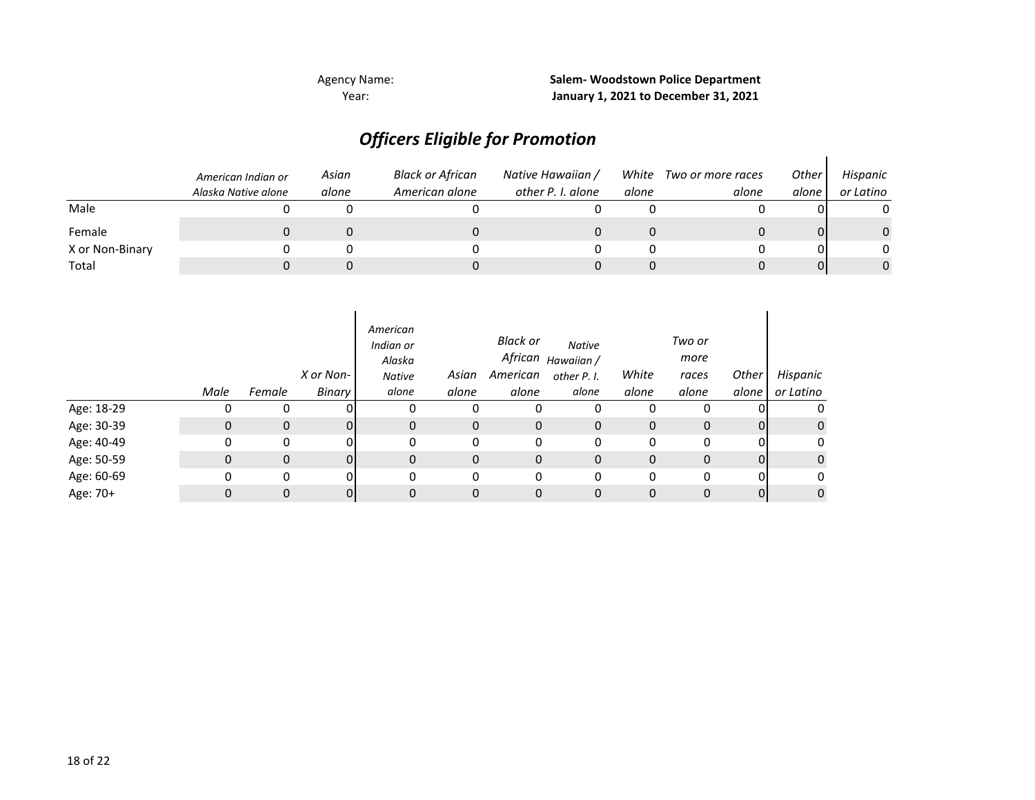Agency Name: **Salem- Woodstown Police Department**
Year: **January 1, 2021 to December 31, 2021**

## *Officers Eligible for Promotion*

| | *American Indian or Alaska Native alone* | *Asian alone* | *Black or African American alone* | *Native Hawaiian / other P. I. alone* | *White alone* | *Two or more races alone* | *Other alone* | *Hispanic or Latino* |
|---|---|---|---|---|---|---|---|---|
| Male | 0 | 0 | 0 | 0 | 0 | 0 | 0 | 0 |
| Female | 0 | 0 | 0 | 0 | 0 | 0 | 0 | 0 |
| X or Non-Binary | 0 | 0 | 0 | 0 | 0 | 0 | 0 | 0 |
| Total | 0 | 0 | 0 | 0 | 0 | 0 | 0 | 0 |

| | *Male* | *Female* | *X or Non-Binary* | *American Indian or Alaska Native alone* | *Asian alone* | *Black or African American alone* | *Native Hawaiian / other P. I. alone* | *White alone* | *Two or more races alone* | *Other alone* | *Hispanic or Latino* |
|---|---|---|---|---|---|---|---|---|---|---|---|
| Age: 18-29 | 0 | 0 | 0 | 0 | 0 | 0 | 0 | 0 | 0 | 0 | 0 |
| Age: 30-39 | 0 | 0 | 0 | 0 | 0 | 0 | 0 | 0 | 0 | 0 | 0 |
| Age: 40-49 | 0 | 0 | 0 | 0 | 0 | 0 | 0 | 0 | 0 | 0 | 0 |
| Age: 50-59 | 0 | 0 | 0 | 0 | 0 | 0 | 0 | 0 | 0 | 0 | 0 |
| Age: 60-69 | 0 | 0 | 0 | 0 | 0 | 0 | 0 | 0 | 0 | 0 | 0 |
| Age: 70+ | 0 | 0 | 0 | 0 | 0 | 0 | 0 | 0 | 0 | 0 | 0 |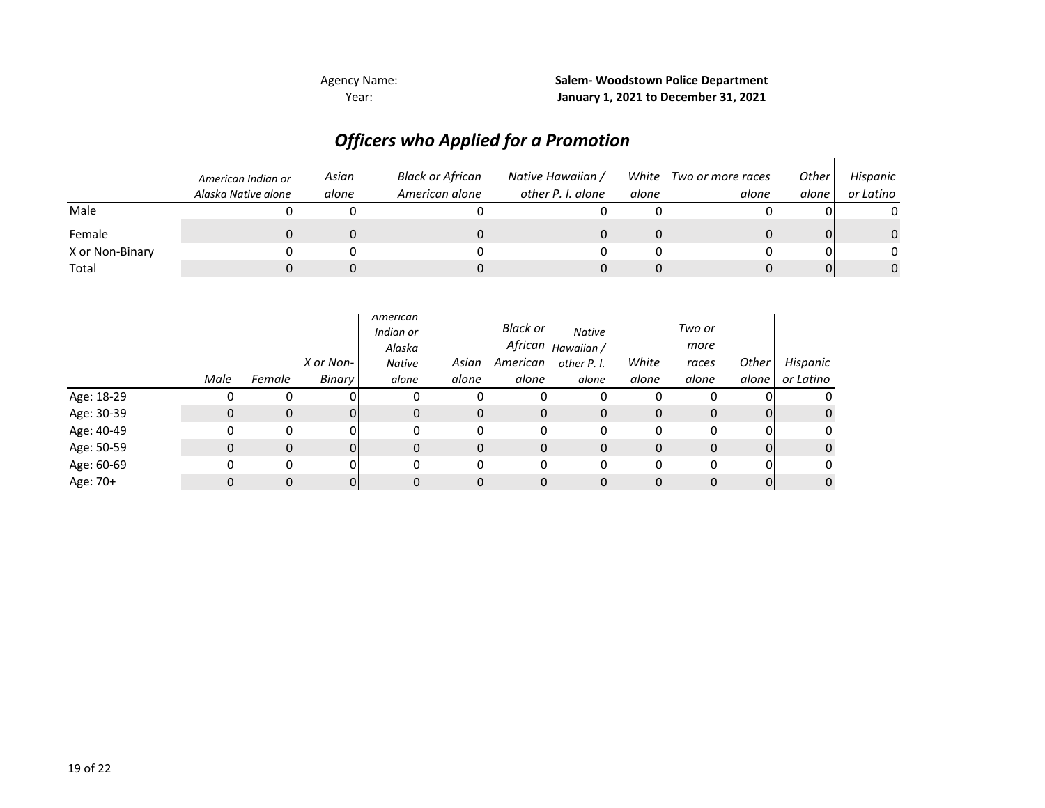Agency Name: **Salem- Woodstown Police Department**
Year: **January 1, 2021 to December 31, 2021**

# *Officers who Applied for a Promotion*

| | *American Indian or Alaska Native alone* | *Asian alone* | *Black or African American alone* | *Native Hawaiian / other P. I. alone* | *White alone* | *Two or more races alone* | *Other alone* | *Hispanic or Latino* |
|---|---|---|---|---|---|---|---|---|
| Male | 0 | 0 | 0 | 0 | 0 | 0 | 0 | 0 |
| Female | 0 | 0 | 0 | 0 | 0 | 0 | 0 | 0 |
| X or Non-Binary | 0 | 0 | 0 | 0 | 0 | 0 | 0 | 0 |
| Total | 0 | 0 | 0 | 0 | 0 | 0 | 0 | 0 |

| | *Male* | *Female* | *X or Non-Binary* | *American Indian or Alaska Native alone* | *Asian alone* | *Black or African American alone* | *Native Hawaiian / other P. I. alone* | *White alone* | *Two or more races alone* | *Other alone* | *Hispanic or Latino* |
|---|---|---|---|---|---|---|---|---|---|---|---|
| Age: 18-29 | 0 | 0 | 0 | 0 | 0 | 0 | 0 | 0 | 0 | 0 | 0 |
| Age: 30-39 | 0 | 0 | 0 | 0 | 0 | 0 | 0 | 0 | 0 | 0 | 0 |
| Age: 40-49 | 0 | 0 | 0 | 0 | 0 | 0 | 0 | 0 | 0 | 0 | 0 |
| Age: 50-59 | 0 | 0 | 0 | 0 | 0 | 0 | 0 | 0 | 0 | 0 | 0 |
| Age: 60-69 | 0 | 0 | 0 | 0 | 0 | 0 | 0 | 0 | 0 | 0 | 0 |
| Age: 70+ | 0 | 0 | 0 | 0 | 0 | 0 | 0 | 0 | 0 | 0 | 0 |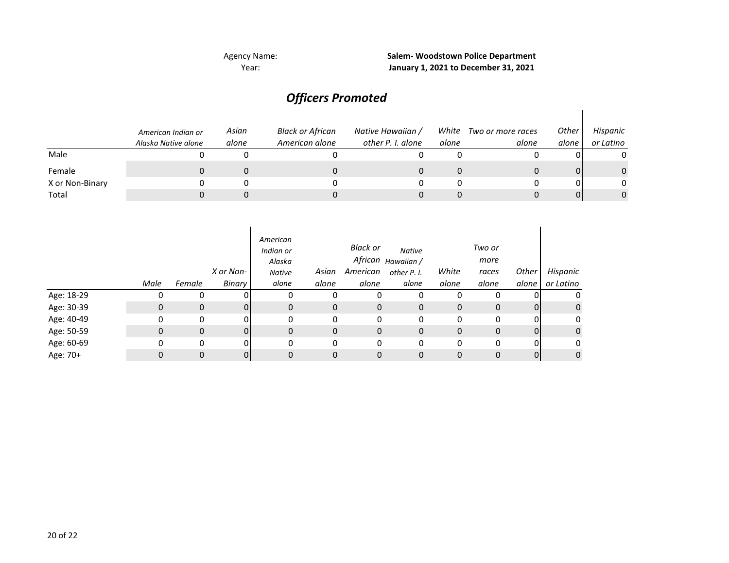Agency Name: **Salem- Woodstown Police Department**

Year: **January 1, 2021 to December 31, 2021**

## *Officers Promoted*

| | *American Indian or Alaska Native alone* | *Asian alone* | *Black or African American alone* | *Native Hawaiian / other P. I. alone* | *White alone* | *Two or more races alone* | *Other alone* | *Hispanic or Latino* |
|---|---|---|---|---|---|---|---|---|
| Male | 0 | 0 | 0 | 0 | 0 | 0 | 0 | 0 |
| Female | 0 | 0 | 0 | 0 | 0 | 0 | 0 | 0 |
| X or Non-Binary | 0 | 0 | 0 | 0 | 0 | 0 | 0 | 0 |
| Total | 0 | 0 | 0 | 0 | 0 | 0 | 0 | 0 |

| | *Male* | *Female* | *X or Non-Binary* | *American Indian or Alaska Native alone* | *Asian alone* | *Black or African American alone* | *Native Hawaiian / other P. I. alone* | *White alone* | *Two or more races alone* | *Other alone* | *Hispanic or Latino* |
|---|---|---|---|---|---|---|---|---|---|---|---|
| Age: 18-29 | 0 | 0 | 0 | 0 | 0 | 0 | 0 | 0 | 0 | 0 | 0 |
| Age: 30-39 | 0 | 0 | 0 | 0 | 0 | 0 | 0 | 0 | 0 | 0 | 0 |
| Age: 40-49 | 0 | 0 | 0 | 0 | 0 | 0 | 0 | 0 | 0 | 0 | 0 |
| Age: 50-59 | 0 | 0 | 0 | 0 | 0 | 0 | 0 | 0 | 0 | 0 | 0 |
| Age: 60-69 | 0 | 0 | 0 | 0 | 0 | 0 | 0 | 0 | 0 | 0 | 0 |
| Age: 70+ | 0 | 0 | 0 | 0 | 0 | 0 | 0 | 0 | 0 | 0 | 0 |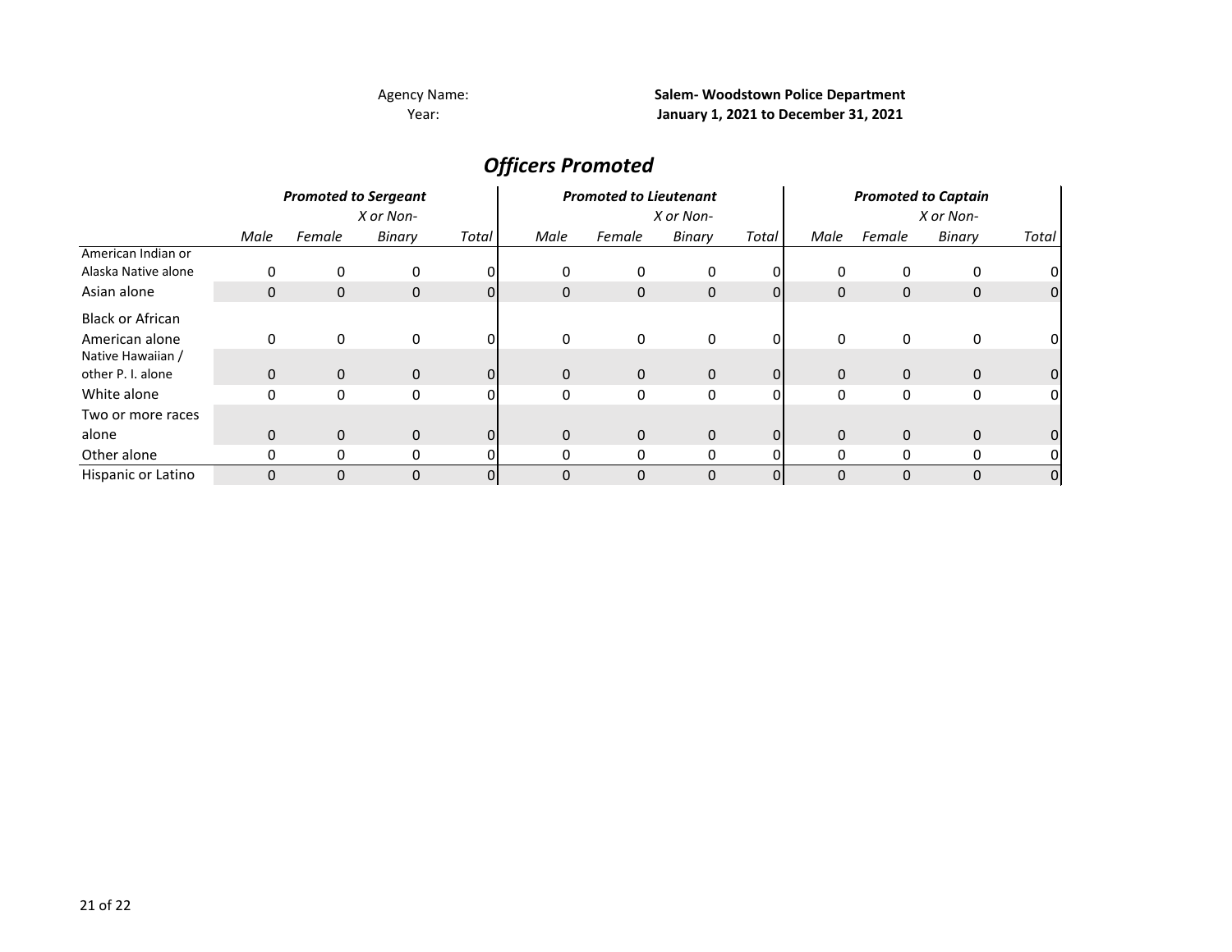Agency Name: **Salem- Woodstown Police Department**
Year: **January 1, 2021 to December 31, 2021**

## *Officers Promoted*

| | *Promoted to Sergeant* | | | | *Promoted to Lieutenant* | | | | *Promoted to Captain* | | | |
|---|---|---|---|---|---|---|---|---|---|---|---|---|
| | *Male* | *Female* | *X or Non-Binary* | *Total* | *Male* | *Female* | *X or Non-Binary* | *Total* | *Male* | *Female* | *X or Non-Binary* | *Total* |
| American Indian or Alaska Native alone | 0 | 0 | 0 | 0 | 0 | 0 | 0 | 0 | 0 | 0 | 0 | 0 |
| Asian alone | 0 | 0 | 0 | 0 | 0 | 0 | 0 | 0 | 0 | 0 | 0 | 0 |
| Black or African American alone | 0 | 0 | 0 | 0 | 0 | 0 | 0 | 0 | 0 | 0 | 0 | 0 |
| Native Hawaiian / other P. I. alone | 0 | 0 | 0 | 0 | 0 | 0 | 0 | 0 | 0 | 0 | 0 | 0 |
| White alone | 0 | 0 | 0 | 0 | 0 | 0 | 0 | 0 | 0 | 0 | 0 | 0 |
| Two or more races alone | 0 | 0 | 0 | 0 | 0 | 0 | 0 | 0 | 0 | 0 | 0 | 0 |
| Other alone | 0 | 0 | 0 | 0 | 0 | 0 | 0 | 0 | 0 | 0 | 0 | 0 |
| Hispanic or Latino | 0 | 0 | 0 | 0 | 0 | 0 | 0 | 0 | 0 | 0 | 0 | 0 |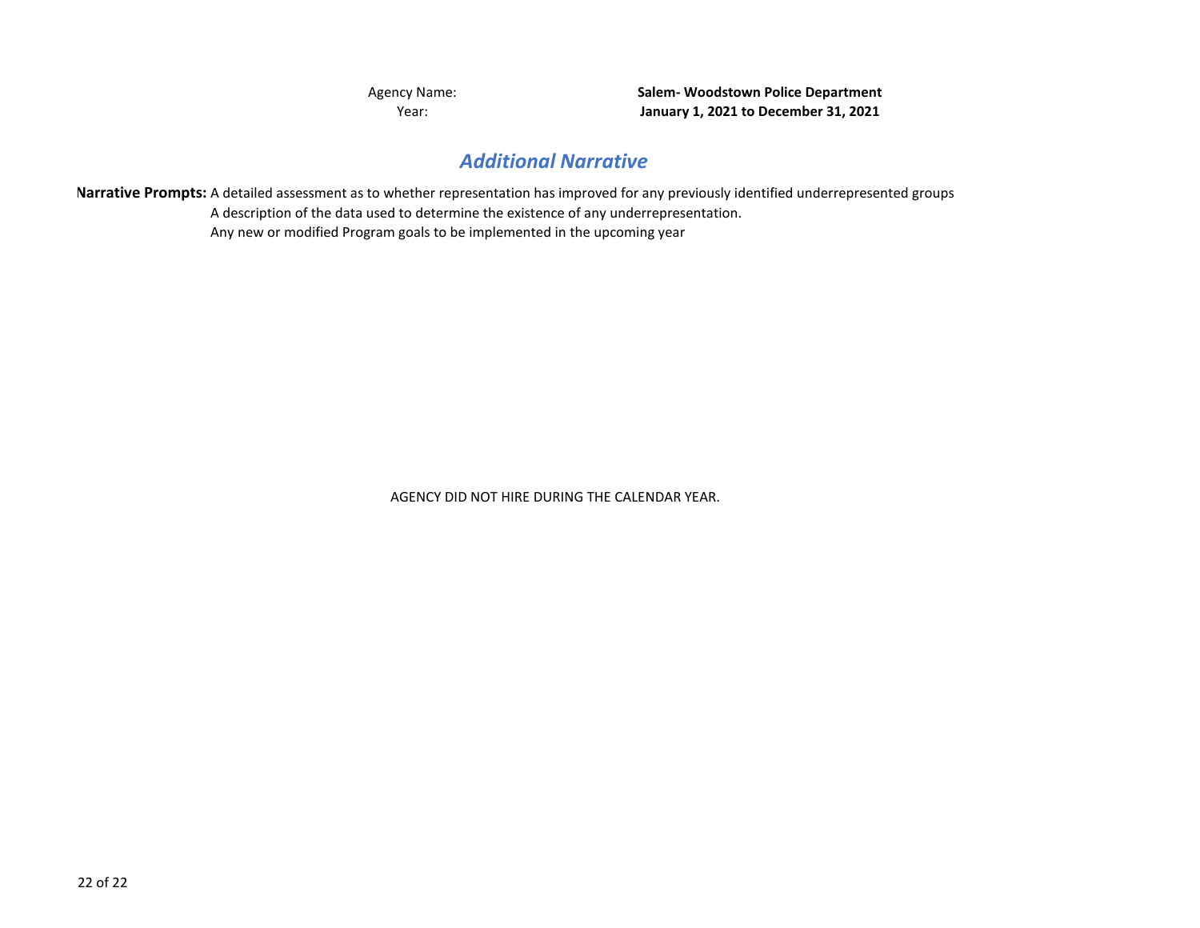Agency Name: **Salem- Woodstown Police Department**
Year: **January 1, 2021 to December 31, 2021**

## *Additional Narrative*

**Narrative Prompts:** A detailed assessment as to whether representation has improved for any previously identified underrepresented groups
A description of the data used to determine the existence of any underrepresentation.
Any new or modified Program goals to be implemented in the upcoming year

AGENCY DID NOT HIRE DURING THE CALENDAR YEAR.